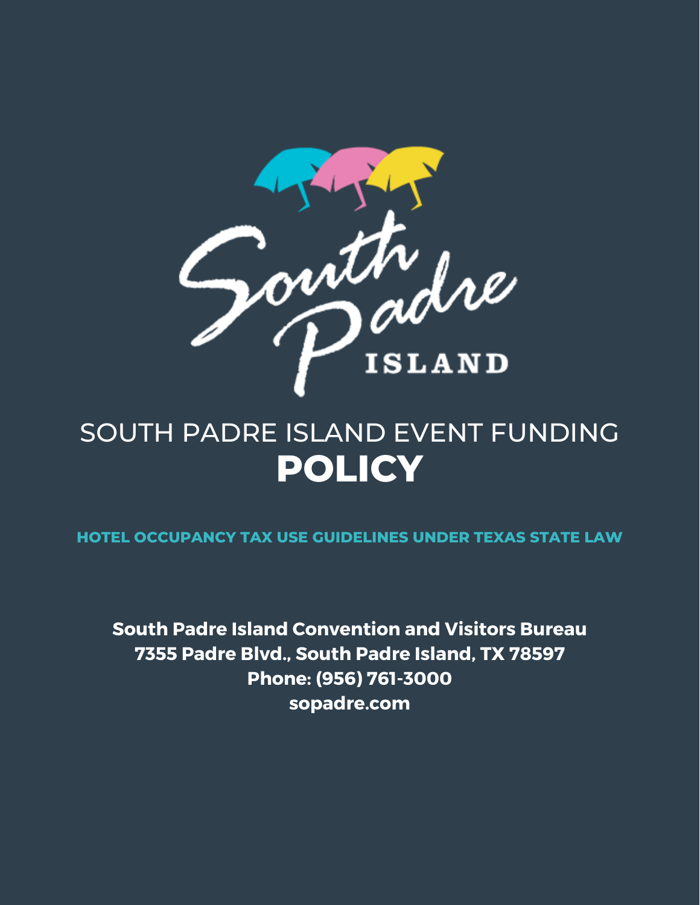# SOUTH PADRE ISLAND EVENT FUNDING **POLICY**

**HOTEL OCCUPANCY TAX USE GUIDELINES UNDER TEXAS STATE LAW**

**South Padre Island Convention and Visitors Bureau**
**7355 Padre Blvd., South Padre Island, TX 78597**
**Phone: (956) 761-3000**
**sopadre.com**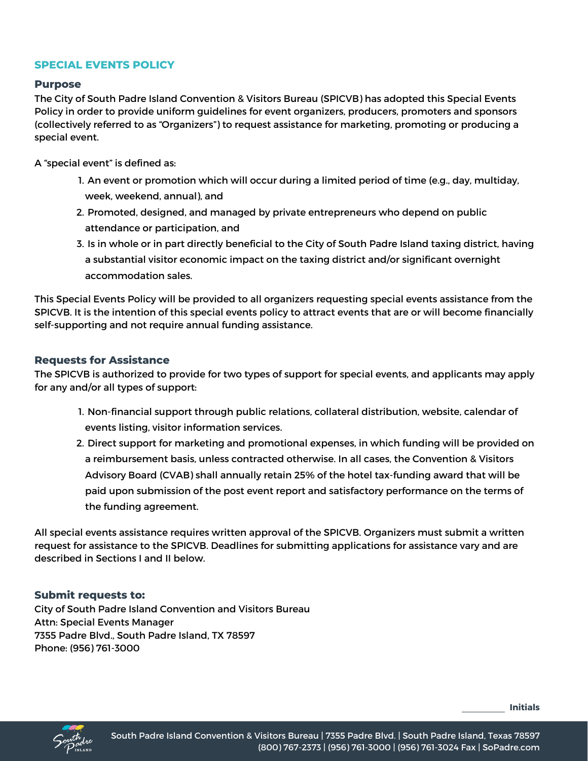## SPECIAL EVENTS POLICY

### Purpose

The City of South Padre Island Convention & Visitors Bureau (SPICVB) has adopted this Special Events Policy in order to provide uniform guidelines for event organizers, producers, promoters and sponsors (collectively referred to as "Organizers") to request assistance for marketing, promoting or producing a special event.

A "special event" is defined as:

1. An event or promotion which will occur during a limited period of time (e.g., day, multiday, week, weekend, annual), and
2. Promoted, designed, and managed by private entrepreneurs who depend on public attendance or participation, and
3. Is in whole or in part directly beneficial to the City of South Padre Island taxing district, having a substantial visitor economic impact on the taxing district and/or significant overnight accommodation sales.

This Special Events Policy will be provided to all organizers requesting special events assistance from the SPICVB. It is the intention of this special events policy to attract events that are or will become financially self-supporting and not require annual funding assistance.

### Requests for Assistance

The SPICVB is authorized to provide for two types of support for special events, and applicants may apply for any and/or all types of support:

1. Non-financial support through public relations, collateral distribution, website, calendar of events listing, visitor information services.
2. Direct support for marketing and promotional expenses, in which funding will be provided on a reimbursement basis, unless contracted otherwise. In all cases, the Convention & Visitors Advisory Board (CVAB) shall annually retain 25% of the hotel tax-funding award that will be paid upon submission of the post event report and satisfactory performance on the terms of the funding agreement.

All special events assistance requires written approval of the SPICVB. Organizers must submit a written request for assistance to the SPICVB. Deadlines for submitting applications for assistance vary and are described in Sections I and II below.

### Submit requests to:

City of South Padre Island Convention and Visitors Bureau
Attn: Special Events Manager
7355 Padre Blvd., South Padre Island, TX 78597
Phone: (956) 761-3000

__________ **Initials**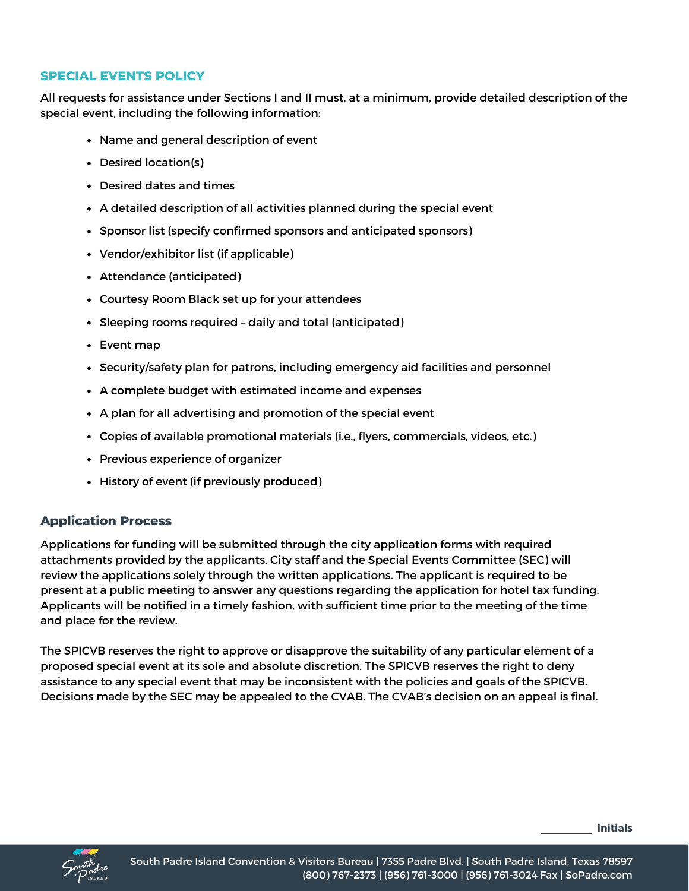## SPECIAL EVENTS POLICY

All requests for assistance under Sections I and II must, at a minimum, provide detailed description of the special event, including the following information:

- Name and general description of event
- Desired location(s)
- Desired dates and times
- A detailed description of all activities planned during the special event
- Sponsor list (specify confirmed sponsors and anticipated sponsors)
- Vendor/exhibitor list (if applicable)
- Attendance (anticipated)
- Courtesy Room Black set up for your attendees
- Sleeping rooms required – daily and total (anticipated)
- Event map
- Security/safety plan for patrons, including emergency aid facilities and personnel
- A complete budget with estimated income and expenses
- A plan for all advertising and promotion of the special event
- Copies of available promotional materials (i.e., flyers, commercials, videos, etc.)
- Previous experience of organizer
- History of event (if previously produced)

### Application Process

Applications for funding will be submitted through the city application forms with required attachments provided by the applicants. City staff and the Special Events Committee (SEC) will review the applications solely through the written applications. The applicant is required to be present at a public meeting to answer any questions regarding the application for hotel tax funding. Applicants will be notified in a timely fashion, with sufficient time prior to the meeting of the time and place for the review.

The SPICVB reserves the right to approve or disapprove the suitability of any particular element of a proposed special event at its sole and absolute discretion. The SPICVB reserves the right to deny assistance to any special event that may be inconsistent with the policies and goals of the SPICVB. Decisions made by the SEC may be appealed to the CVAB. The CVAB's decision on an appeal is final.

\_\_\_\_\_\_\_\_\_\_ **Initials**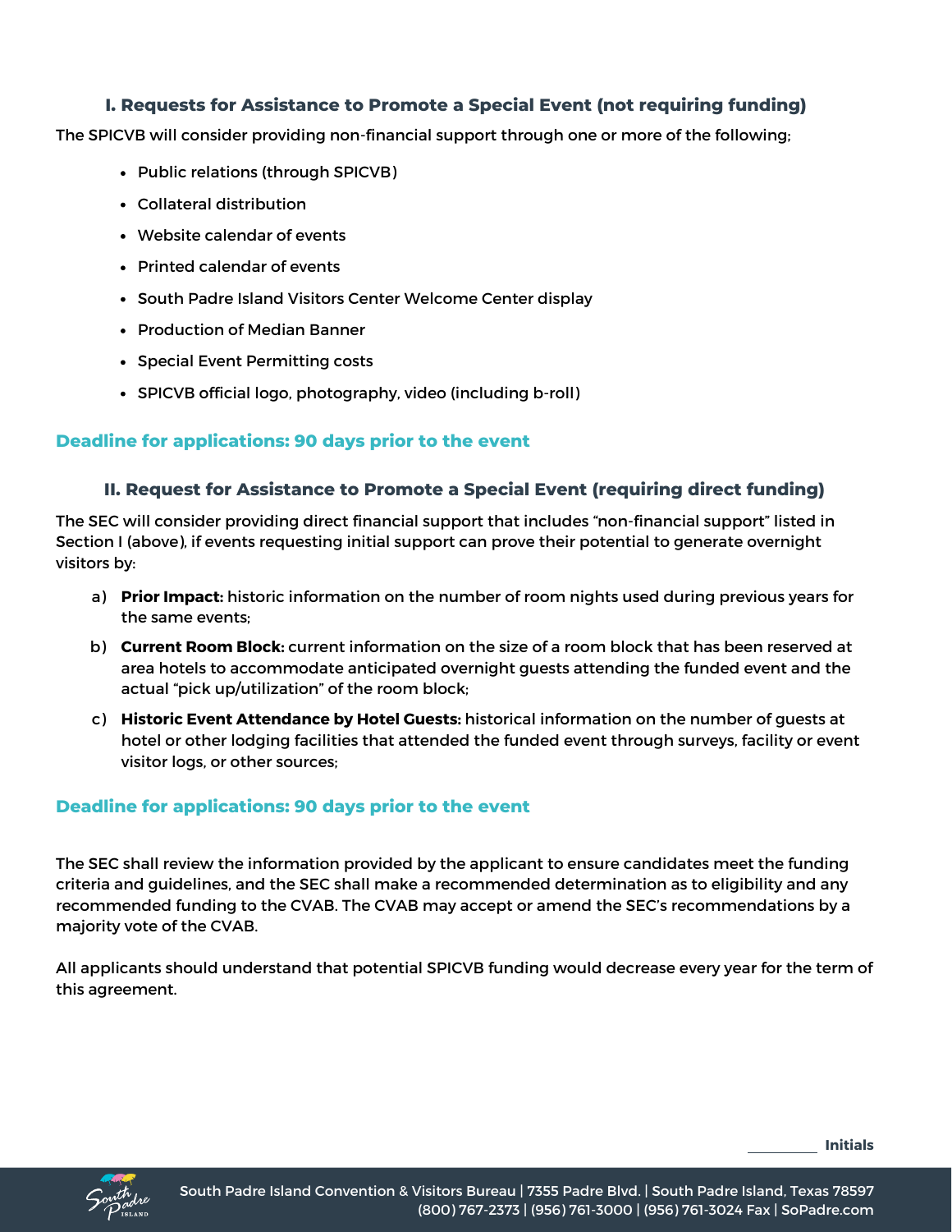### I. Requests for Assistance to Promote a Special Event (not requiring funding)

The SPICVB will consider providing non-financial support through one or more of the following;

- Public relations (through SPICVB)
- Collateral distribution
- Website calendar of events
- Printed calendar of events
- South Padre Island Visitors Center Welcome Center display
- Production of Median Banner
- Special Event Permitting costs
- SPICVB official logo, photography, video (including b-roll)

**Deadline for applications: 90 days prior to the event**

### II. Request for Assistance to Promote a Special Event (requiring direct funding)

The SEC will consider providing direct financial support that includes "non-financial support" listed in Section I (above), if events requesting initial support can prove their potential to generate overnight visitors by:

a) **Prior Impact:** historic information on the number of room nights used during previous years for the same events;

b) **Current Room Block:** current information on the size of a room block that has been reserved at area hotels to accommodate anticipated overnight guests attending the funded event and the actual "pick up/utilization" of the room block;

c) **Historic Event Attendance by Hotel Guests:** historical information on the number of guests at hotel or other lodging facilities that attended the funded event through surveys, facility or event visitor logs, or other sources;

**Deadline for applications: 90 days prior to the event**

The SEC shall review the information provided by the applicant to ensure candidates meet the funding criteria and guidelines, and the SEC shall make a recommended determination as to eligibility and any recommended funding to the CVAB. The CVAB may accept or amend the SEC's recommendations by a majority vote of the CVAB.

All applicants should understand that potential SPICVB funding would decrease every year for the term of this agreement.

__________ **Initials**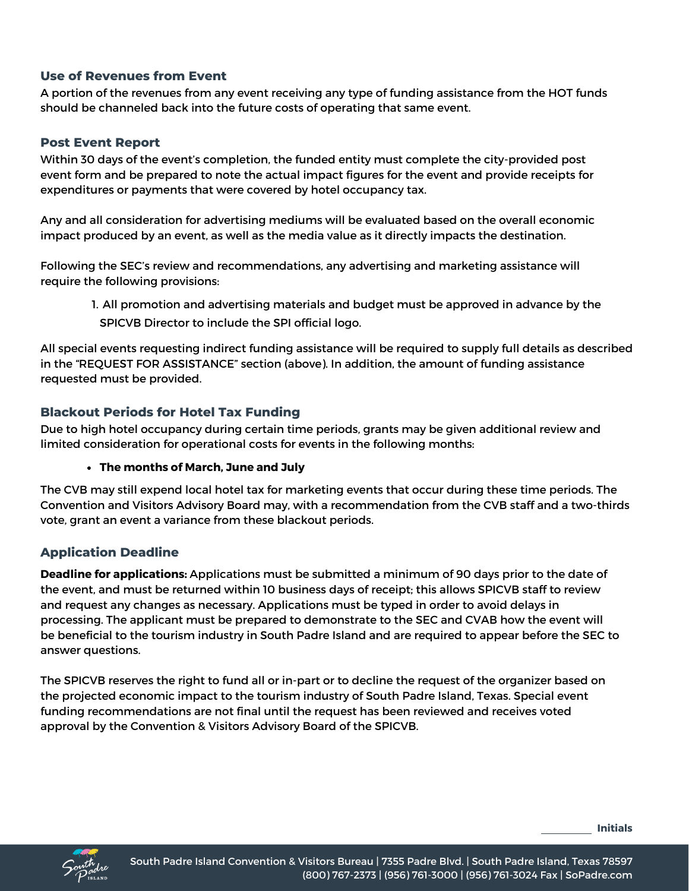### Use of Revenues from Event

A portion of the revenues from any event receiving any type of funding assistance from the HOT funds should be channeled back into the future costs of operating that same event.

### Post Event Report

Within 30 days of the event's completion, the funded entity must complete the city-provided post event form and be prepared to note the actual impact figures for the event and provide receipts for expenditures or payments that were covered by hotel occupancy tax.

Any and all consideration for advertising mediums will be evaluated based on the overall economic impact produced by an event, as well as the media value as it directly impacts the destination.

Following the SEC's review and recommendations, any advertising and marketing assistance will require the following provisions:

1. All promotion and advertising materials and budget must be approved in advance by the SPICVB Director to include the SPI official logo.

All special events requesting indirect funding assistance will be required to supply full details as described in the "REQUEST FOR ASSISTANCE" section (above). In addition, the amount of funding assistance requested must be provided.

### Blackout Periods for Hotel Tax Funding

Due to high hotel occupancy during certain time periods, grants may be given additional review and limited consideration for operational costs for events in the following months:

- **The months of March, June and July**

The CVB may still expend local hotel tax for marketing events that occur during these time periods. The Convention and Visitors Advisory Board may, with a recommendation from the CVB staff and a two-thirds vote, grant an event a variance from these blackout periods.

### Application Deadline

**Deadline for applications:** Applications must be submitted a minimum of 90 days prior to the date of the event, and must be returned within 10 business days of receipt; this allows SPICVB staff to review and request any changes as necessary. Applications must be typed in order to avoid delays in processing. The applicant must be prepared to demonstrate to the SEC and CVAB how the event will be beneficial to the tourism industry in South Padre Island and are required to appear before the SEC to answer questions.

The SPICVB reserves the right to fund all or in-part or to decline the request of the organizer based on the projected economic impact to the tourism industry of South Padre Island, Texas. Special event funding recommendations are not final until the request has been reviewed and receives voted approval by the Convention & Visitors Advisory Board of the SPICVB.

__________ **Initials**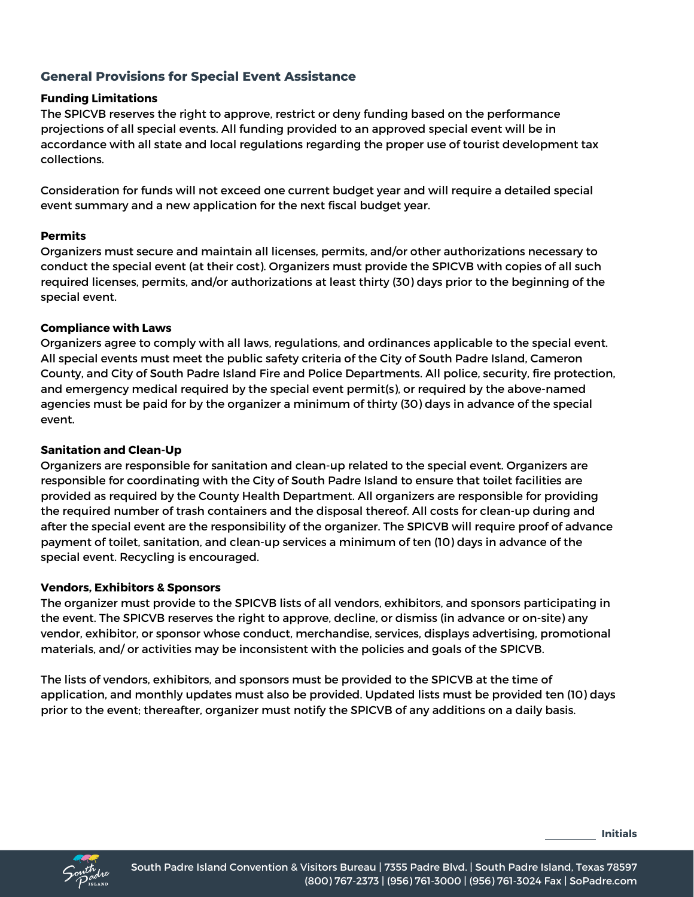## General Provisions for Special Event Assistance

**Funding Limitations**

The SPICVB reserves the right to approve, restrict or deny funding based on the performance projections of all special events. All funding provided to an approved special event will be in accordance with all state and local regulations regarding the proper use of tourist development tax collections.

Consideration for funds will not exceed one current budget year and will require a detailed special event summary and a new application for the next fiscal budget year.

**Permits**

Organizers must secure and maintain all licenses, permits, and/or other authorizations necessary to conduct the special event (at their cost). Organizers must provide the SPICVB with copies of all such required licenses, permits, and/or authorizations at least thirty (30) days prior to the beginning of the special event.

**Compliance with Laws**

Organizers agree to comply with all laws, regulations, and ordinances applicable to the special event. All special events must meet the public safety criteria of the City of South Padre Island, Cameron County, and City of South Padre Island Fire and Police Departments. All police, security, fire protection, and emergency medical required by the special event permit(s), or required by the above-named agencies must be paid for by the organizer a minimum of thirty (30) days in advance of the special event.

**Sanitation and Clean-Up**

Organizers are responsible for sanitation and clean-up related to the special event. Organizers are responsible for coordinating with the City of South Padre Island to ensure that toilet facilities are provided as required by the County Health Department. All organizers are responsible for providing the required number of trash containers and the disposal thereof. All costs for clean-up during and after the special event are the responsibility of the organizer. The SPICVB will require proof of advance payment of toilet, sanitation, and clean-up services a minimum of ten (10) days in advance of the special event. Recycling is encouraged.

**Vendors, Exhibitors & Sponsors**

The organizer must provide to the SPICVB lists of all vendors, exhibitors, and sponsors participating in the event. The SPICVB reserves the right to approve, decline, or dismiss (in advance or on-site) any vendor, exhibitor, or sponsor whose conduct, merchandise, services, displays advertising, promotional materials, and/ or activities may be inconsistent with the policies and goals of the SPICVB.

The lists of vendors, exhibitors, and sponsors must be provided to the SPICVB at the time of application, and monthly updates must also be provided. Updated lists must be provided ten (10) days prior to the event; thereafter, organizer must notify the SPICVB of any additions on a daily basis.

__________ **Initials**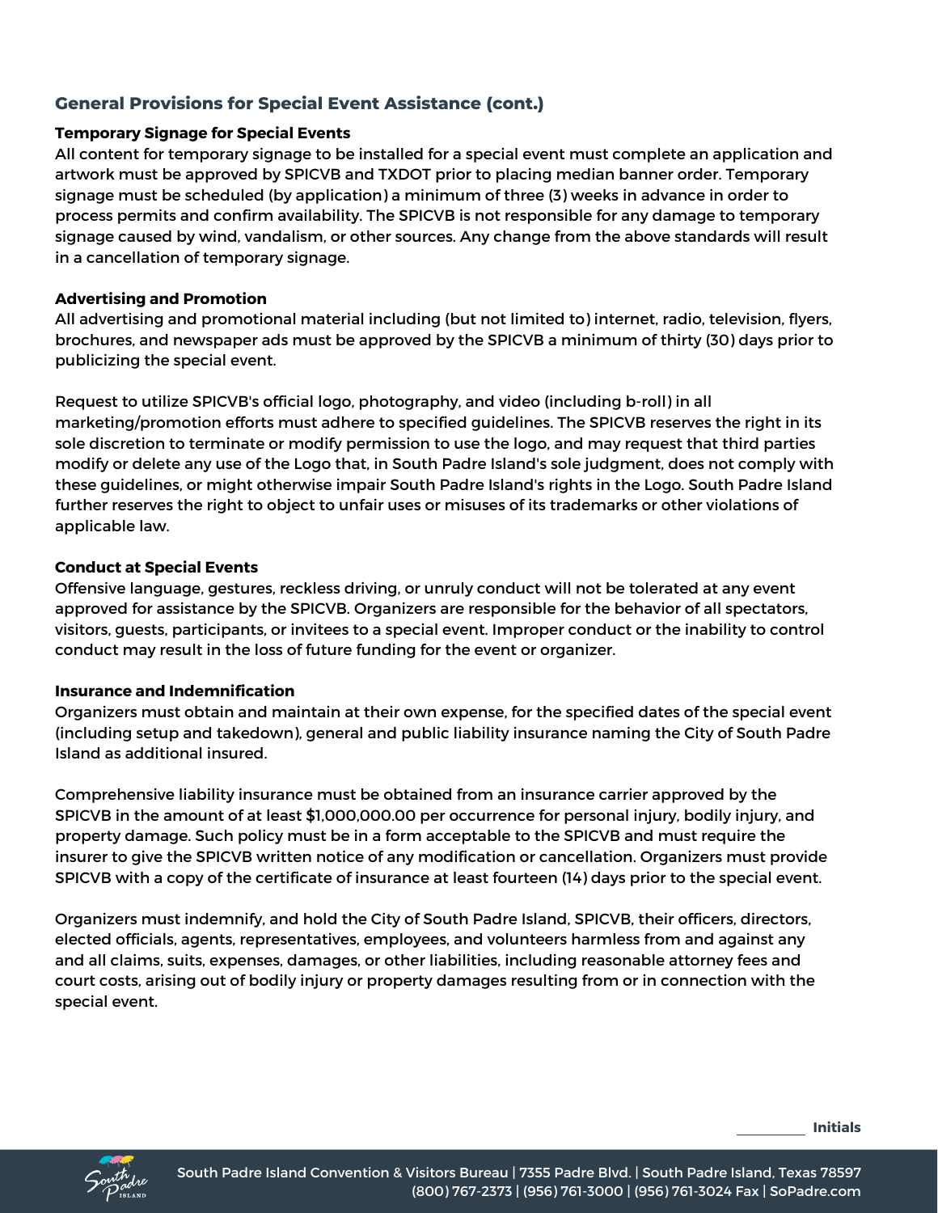## General Provisions for Special Event Assistance (cont.)

### Temporary Signage for Special Events

All content for temporary signage to be installed for a special event must complete an application and artwork must be approved by SPICVB and TXDOT prior to placing median banner order. Temporary signage must be scheduled (by application) a minimum of three (3) weeks in advance in order to process permits and confirm availability. The SPICVB is not responsible for any damage to temporary signage caused by wind, vandalism, or other sources. Any change from the above standards will result in a cancellation of temporary signage.

### Advertising and Promotion

All advertising and promotional material including (but not limited to) internet, radio, television, flyers, brochures, and newspaper ads must be approved by the SPICVB a minimum of thirty (30) days prior to publicizing the special event.

Request to utilize SPICVB's official logo, photography, and video (including b-roll) in all marketing/promotion efforts must adhere to specified guidelines. The SPICVB reserves the right in its sole discretion to terminate or modify permission to use the logo, and may request that third parties modify or delete any use of the Logo that, in South Padre Island's sole judgment, does not comply with these guidelines, or might otherwise impair South Padre Island's rights in the Logo. South Padre Island further reserves the right to object to unfair uses or misuses of its trademarks or other violations of applicable law.

### Conduct at Special Events

Offensive language, gestures, reckless driving, or unruly conduct will not be tolerated at any event approved for assistance by the SPICVB. Organizers are responsible for the behavior of all spectators, visitors, guests, participants, or invitees to a special event. Improper conduct or the inability to control conduct may result in the loss of future funding for the event or organizer.

### Insurance and Indemnification

Organizers must obtain and maintain at their own expense, for the specified dates of the special event (including setup and takedown), general and public liability insurance naming the City of South Padre Island as additional insured.

Comprehensive liability insurance must be obtained from an insurance carrier approved by the SPICVB in the amount of at least $1,000,000.00 per occurrence for personal injury, bodily injury, and property damage. Such policy must be in a form acceptable to the SPICVB and must require the insurer to give the SPICVB written notice of any modification or cancellation. Organizers must provide SPICVB with a copy of the certificate of insurance at least fourteen (14) days prior to the special event.

Organizers must indemnify, and hold the City of South Padre Island, SPICVB, their officers, directors, elected officials, agents, representatives, employees, and volunteers harmless from and against any and all claims, suits, expenses, damages, or other liabilities, including reasonable attorney fees and court costs, arising out of bodily injury or property damages resulting from or in connection with the special event.

__________ **Initials**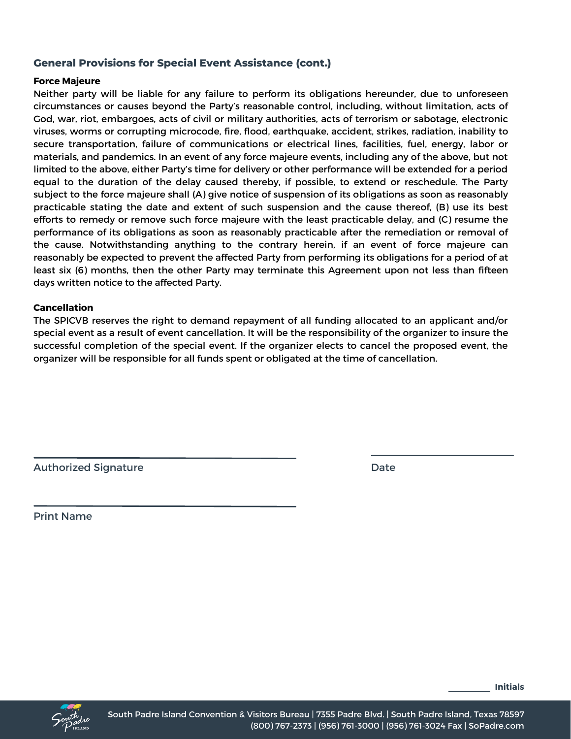## General Provisions for Special Event Assistance (cont.)

**Force Majeure**

Neither party will be liable for any failure to perform its obligations hereunder, due to unforeseen circumstances or causes beyond the Party's reasonable control, including, without limitation, acts of God, war, riot, embargoes, acts of civil or military authorities, acts of terrorism or sabotage, electronic viruses, worms or corrupting microcode, fire, flood, earthquake, accident, strikes, radiation, inability to secure transportation, failure of communications or electrical lines, facilities, fuel, energy, labor or materials, and pandemics. In an event of any force majeure events, including any of the above, but not limited to the above, either Party's time for delivery or other performance will be extended for a period equal to the duration of the delay caused thereby, if possible, to extend or reschedule. The Party subject to the force majeure shall (A) give notice of suspension of its obligations as soon as reasonably practicable stating the date and extent of such suspension and the cause thereof, (B) use its best efforts to remedy or remove such force majeure with the least practicable delay, and (C) resume the performance of its obligations as soon as reasonably practicable after the remediation or removal of the cause. Notwithstanding anything to the contrary herein, if an event of force majeure can reasonably be expected to prevent the affected Party from performing its obligations for a period of at least six (6) months, then the other Party may terminate this Agreement upon not less than fifteen days written notice to the affected Party.

**Cancellation**

The SPICVB reserves the right to demand repayment of all funding allocated to an applicant and/or special event as a result of event cancellation. It will be the responsibility of the organizer to insure the successful completion of the special event. If the organizer elects to cancel the proposed event, the organizer will be responsible for all funds spent or obligated at the time of cancellation.

\_\_\_\_\_\_\_\_\_\_\_\_\_\_\_\_\_\_\_\_\_\_\_\_\_\_\_\_\_\_ \_\_\_\_\_\_\_\_\_\_\_\_\_\_\_\_\_\_\_\_

Authorized Signature Date

\_\_\_\_\_\_\_\_\_\_\_\_\_\_\_\_\_\_\_\_\_\_\_\_\_\_\_\_\_\_

Print Name

\_\_\_\_\_\_\_\_ **Initials**

South Padre Island Convention & Visitors Bureau | 7355 Padre Blvd. | South Padre Island, Texas 78597
(800) 767-2373 | (956) 761-3000 | (956) 761-3024 Fax | SoPadre.com